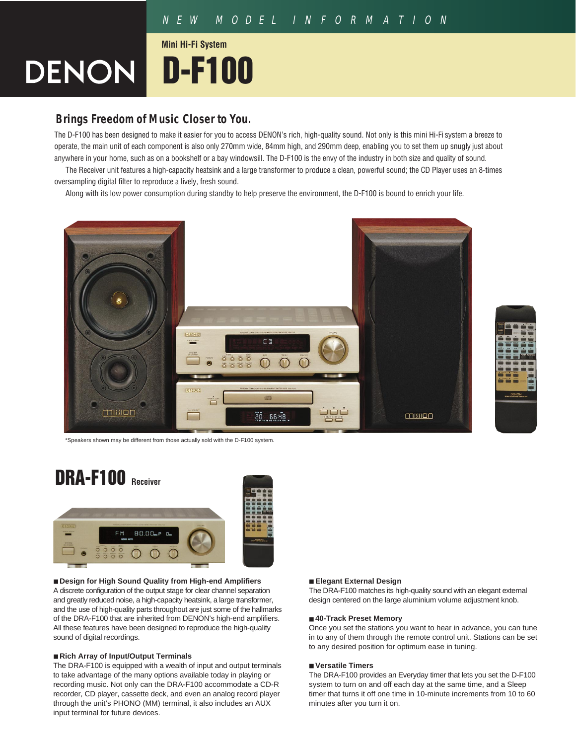NEW MODEL INFORMATION

# DENON

Mini Hi-Fi System

# D-F100

## Brings Freedom of Music Closer to You.

The D-F100 has been designed to make it easier for you to access DENON's rich, high-quality sound. Not only is this mini Hi-Fi system a breeze to operate, the main unit of each component is also only 270mm wide, 84mm high, and 290mm deep, enabling you to set them up snugly just about anywhere in your home, such as on a bookshelf or a bay windowsill. The D-F100 is the envy of the industry in both size and quality of sound.

The Receiver unit features a high-capacity heatsink and a large transformer to produce a clean, powerful sound; the CD Player uses an 8-times oversampling digital filter to reproduce a lively, fresh sound.

Along with its low power consumption during standby to help preserve the environment, the D-F100 is bound to enrich your life.

*Speakers shown may be different from those actually sold with the D-F100 system.

## DRA-F100 Receiver

**■ Design for High Sound Quality from High-end Amplifiers**

A discrete configuration of the output stage for clear channel separation and greatly reduced noise, a high-capacity heatsink, a large transformer, and the use of high-quality parts throughout are just some of the hallmarks of the DRA-F100 that are inherited from DENON's high-end amplifiers. All these features have been designed to reproduce the high-quality sound of digital recordings.

**■ Rich Array of Input/Output Terminals**

The DRA-F100 is equipped with a wealth of input and output terminals to take advantage of the many options available today in playing or recording music. Not only can the DRA-F100 accommodate a CD-R recorder, CD player, cassette deck, and even an analog record player through the unit's PHONO (MM) terminal, it also includes an AUX input terminal for future devices.

**■ Elegant External Design**

The DRA-F100 matches its high-quality sound with an elegant external design centered on the large aluminium volume adjustment knob.

**■ 40-Track Preset Memory**

Once you set the stations you want to hear in advance, you can tune in to any of them through the remote control unit. Stations can be set to any desired position for optimum ease in tuning.

**■ Versatile Timers**

The DRA-F100 provides an Everyday timer that lets you set the D-F100 system to turn on and off each day at the same time, and a Sleep timer that turns it off one time in 10-minute increments from 10 to 60 minutes after you turn it on.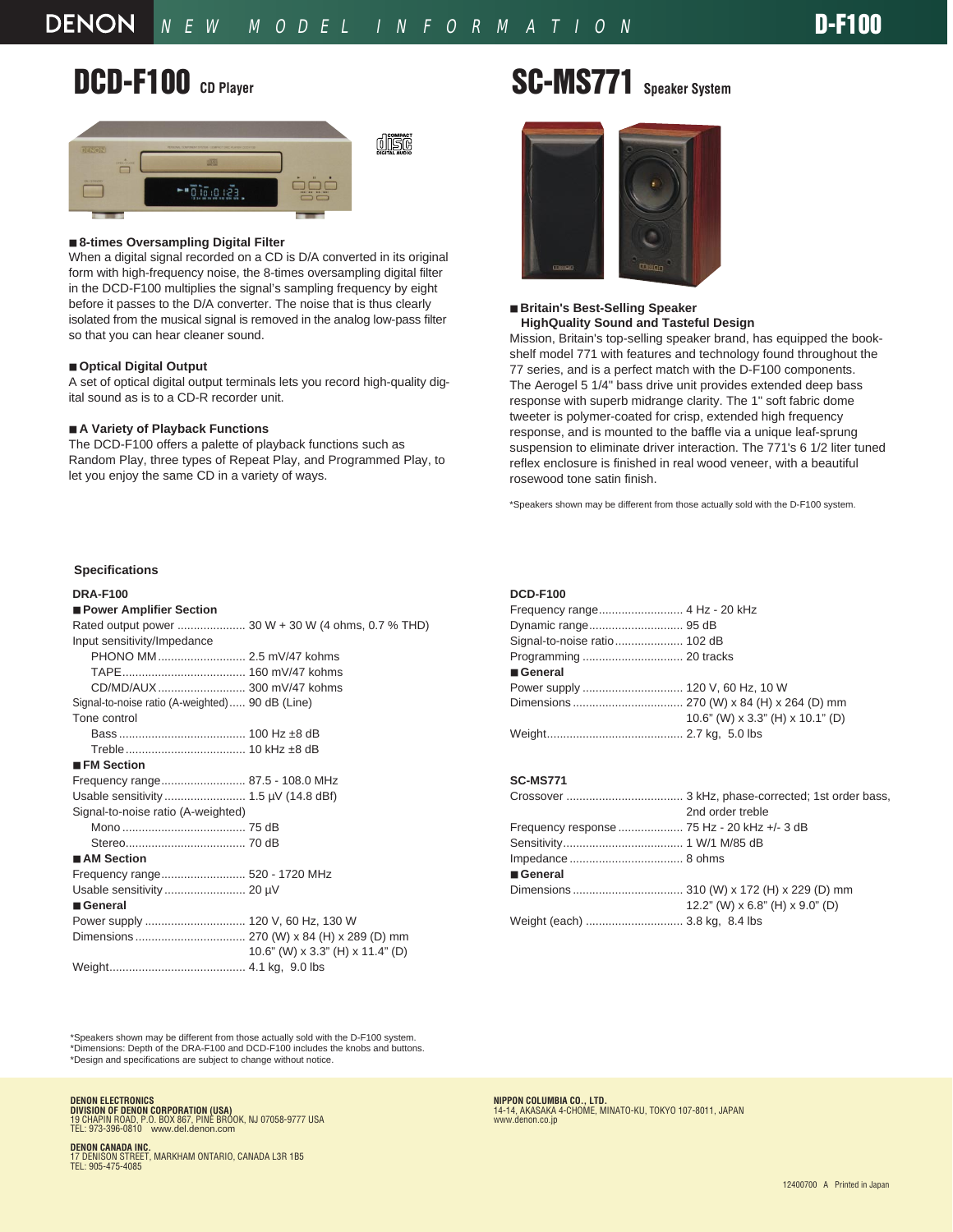# DCD-F100 CD Player

**■ 8-times Oversampling Digital Filter**
When a digital signal recorded on a CD is D/A converted in its original form with high-frequency noise, the 8-times oversampling digital filter in the DCD-F100 multiplies the signal's sampling frequency by eight before it passes to the D/A converter. The noise that is thus clearly isolated from the musical signal is removed in the analog low-pass filter so that you can hear cleaner sound.

**■ Optical Digital Output**
A set of optical digital output terminals lets you record high-quality digital sound as is to a CD-R recorder unit.

**■ A Variety of Playback Functions**
The DCD-F100 offers a palette of playback functions such as Random Play, three types of Repeat Play, and Programmed Play, to let you enjoy the same CD in a variety of ways.

# SC-MS771 Speaker System

**■ Britain's Best-Selling Speaker HighQuality Sound and Tasteful Design**
Mission, Britain's top-selling speaker brand, has equipped the bookshelf model 771 with features and technology found throughout the 77 series, and is a perfect match with the D-F100 components. The Aerogel 5 1/4" bass drive unit provides extended deep bass response with superb midrange clarity. The 1" soft fabric dome tweeter is polymer-coated for crisp, extended high frequency response, and is mounted to the baffle via a unique leaf-sprung suspension to eliminate driver interaction. The 771's 6 1/2 liter tuned reflex enclosure is finished in real wood veneer, with a beautiful rosewood tone satin finish.

*Speakers shown may be different from those actually sold with the D-F100 system.

## Specifications

### DRA-F100

**■ Power Amplifier Section**

| | |
|---|---|
| Rated output power | 30 W + 30 W (4 ohms, 0.7 % THD) |
| Input sensitivity/Impedance | |
| PHONO MM | 2.5 mV/47 kohms |
| TAPE | 160 mV/47 kohms |
| CD/MD/AUX | 300 mV/47 kohms |
| Signal-to-noise ratio (A-weighted) | 90 dB (Line) |
| Tone control | |
| Bass | 100 Hz ±8 dB |
| Treble | 10 kHz ±8 dB |

**■ FM Section**

| | |
|---|---|
| Frequency range | 87.5 - 108.0 MHz |
| Usable sensitivity | 1.5 µV (14.8 dBf) |
| Signal-to-noise ratio (A-weighted) | |
| Mono | 75 dB |
| Stereo | 70 dB |

**■ AM Section**

| | |
|---|---|
| Frequency range | 520 - 1720 MHz |
| Usable sensitivity | 20 µV |

**■ General**

| | |
|---|---|
| Power supply | 120 V, 60 Hz, 130 W |
| Dimensions | 270 (W) x 84 (H) x 289 (D) mm<br>10.6" (W) x 3.3" (H) x 11.4" (D) |
| Weight | 4.1 kg, 9.0 lbs |

### DCD-F100

| | |
|---|---|
| Frequency range | 4 Hz - 20 kHz |
| Dynamic range | 95 dB |
| Signal-to-noise ratio | 102 dB |
| Programming | 20 tracks |

**■ General**

| | |
|---|---|
| Power supply | 120 V, 60 Hz, 10 W |
| Dimensions | 270 (W) x 84 (H) x 264 (D) mm<br>10.6" (W) x 3.3" (H) x 10.1" (D) |
| Weight | 2.7 kg, 5.0 lbs |

### SC-MS771

| | |
|---|---|
| Crossover | 3 kHz, phase-corrected; 1st order bass, 2nd order treble |
| Frequency response | 75 Hz - 20 kHz +/- 3 dB |
| Sensitivity | 1 W/1 M/85 dB |
| Impedance | 8 ohms |

**■ General**

| | |
|---|---|
| Dimensions | 310 (W) x 172 (H) x 229 (D) mm<br>12.2" (W) x 6.8" (H) x 9.0" (D) |
| Weight (each) | 3.8 kg, 8.4 lbs |

*Speakers shown may be different from those actually sold with the D-F100 system.
*Dimensions: Depth of the DRA-F100 and DCD-F100 includes the knobs and buttons.
*Design and specifications are subject to change without notice.

**DENON ELECTRONICS**
**DIVISION OF DENON CORPORATION (USA)**
19 CHAPIN ROAD, P.O. BOX 867, PINE BROOK, NJ 07058-9777 USA
TEL: 973-396-0810 www.del.denon.com

**DENON CANADA INC.**
17 DENISON STREET, MARKHAM ONTARIO, CANADA L3R 1B5
TEL: 905-475-4085

**NIPPON COLUMBIA CO., LTD.**
14-14, AKASAKA 4-CHOME, MINATO-KU, TOKYO 107-8011, JAPAN
www.denon.co.jp

12400700 A Printed in Japan